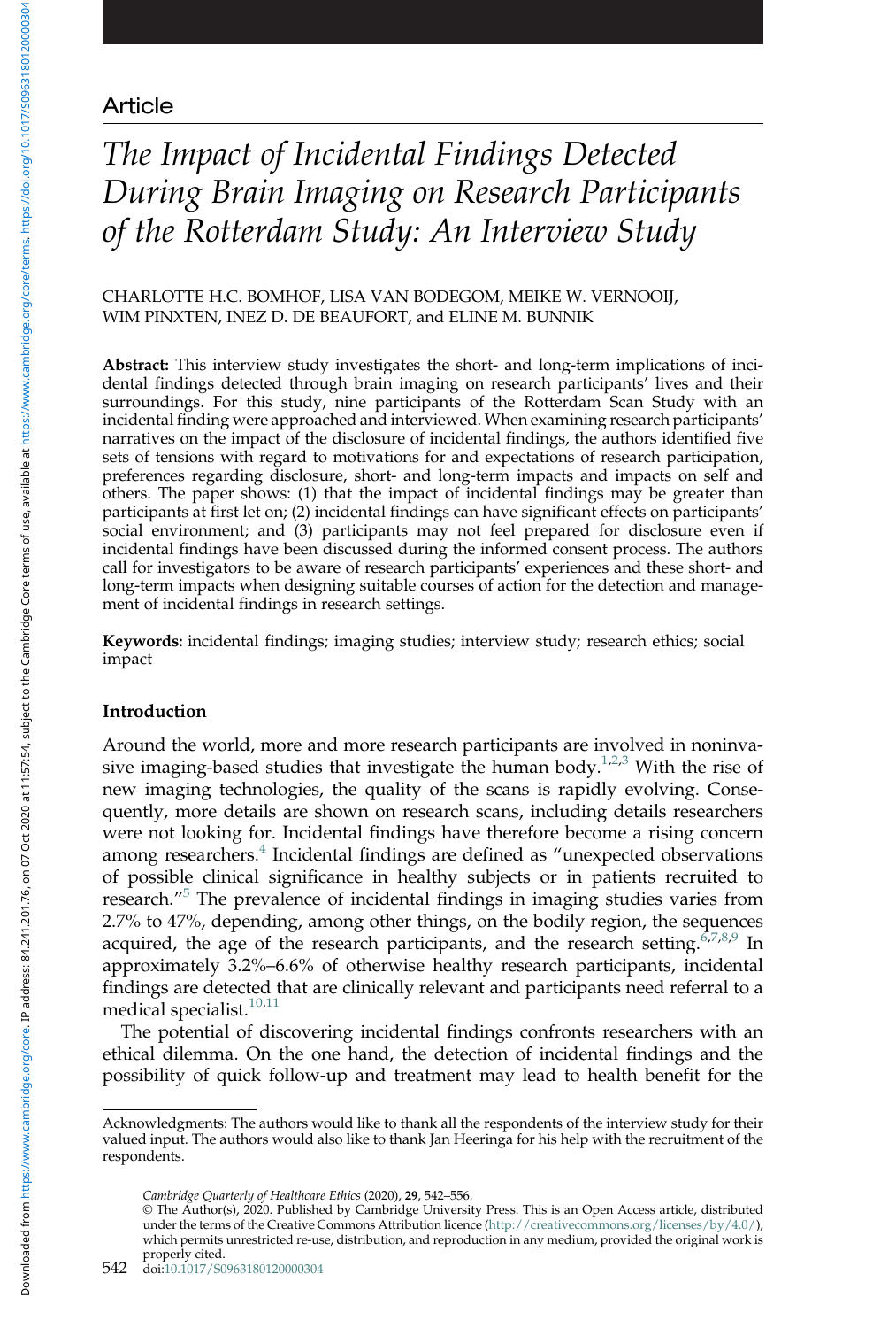Article

# *The Impact of Incidental Findings Detected During Brain Imaging on Research Participants of the Rotterdam Study: An Interview Study*

CHARLOTTE H.C. BOMHOF, LISA VAN BODEGOM, MEIKE W. VERNOOIJ, WIM PINXTEN, INEZ D. DE BEAUFORT, and ELINE M. BUNNIK

**Abstract:** This interview study investigates the short- and long-term implications of incidental findings detected through brain imaging on research participants' lives and their surroundings. For this study, nine participants of the Rotterdam Scan Study with an incidental finding were approached and interviewed. When examining research participants' narratives on the impact of the disclosure of incidental findings, the authors identified five sets of tensions with regard to motivations for and expectations of research participation, preferences regarding disclosure, short- and long-term impacts and impacts on self and others. The paper shows: (1) that the impact of incidental findings may be greater than participants at first let on; (2) incidental findings can have significant effects on participants' social environment; and (3) participants may not feel prepared for disclosure even if incidental findings have been discussed during the informed consent process. The authors call for investigators to be aware of research participants' experiences and these short- and long-term impacts when designing suitable courses of action for the detection and management of incidental findings in research settings.

**Keywords:** incidental findings; imaging studies; interview study; research ethics; social impact

## Introduction

Around the world, more and more research participants are involved in noninvasive imaging-based studies that investigate the human body.[1,2,3] With the rise of new imaging technologies, the quality of the scans is rapidly evolving. Consequently, more details are shown on research scans, including details researchers were not looking for. Incidental findings have therefore become a rising concern among researchers.[4] Incidental findings are defined as "unexpected observations of possible clinical significance in healthy subjects or in patients recruited to research."[5] The prevalence of incidental findings in imaging studies varies from 2.7% to 47%, depending, among other things, on the bodily region, the sequences acquired, the age of the research participants, and the research setting.[6,7,8,9] In approximately 3.2%–6.6% of otherwise healthy research participants, incidental findings are detected that are clinically relevant and participants need referral to a medical specialist.[10,11]

The potential of discovering incidental findings confronts researchers with an ethical dilemma. On the one hand, the detection of incidental findings and the possibility of quick follow-up and treatment may lead to health benefit for the

---

Acknowledgments: The authors would like to thank all the respondents of the interview study for their valued input. The authors would also like to thank Jan Heeringa for his help with the recruitment of the respondents.

© The Author(s), 2020. Published by Cambridge University Press. This is an Open Access article, distributed under the terms of the Creative Commons Attribution licence (http://creativecommons.org/licenses/by/4.0/), which permits unrestricted re-use, distribution, and reproduction in any medium, provided the original work is properly cited.

doi:10.1017/S0963180120000304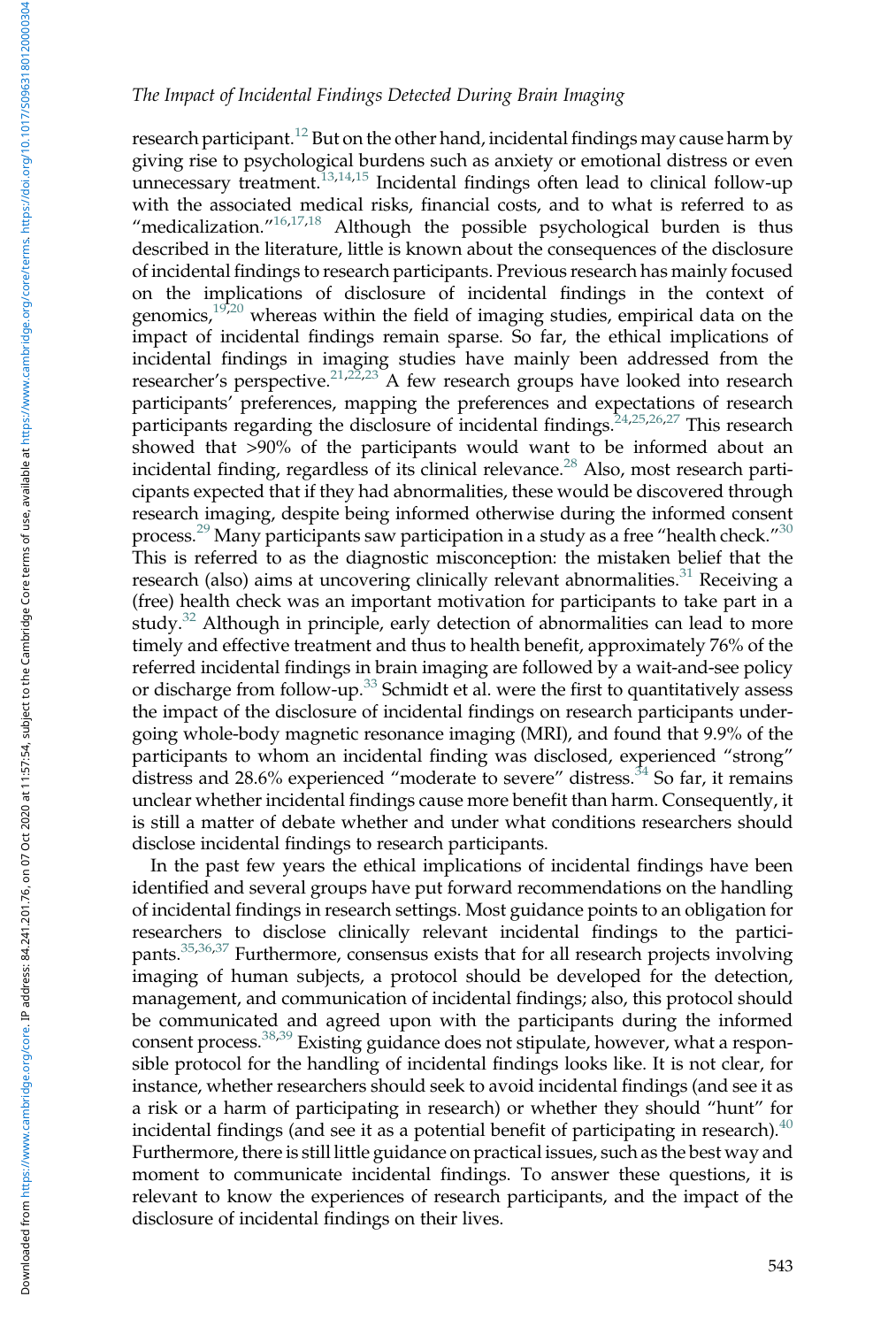research participant.[12] But on the other hand, incidental findings may cause harm by giving rise to psychological burdens such as anxiety or emotional distress or even unnecessary treatment.[13,14,15] Incidental findings often lead to clinical follow-up with the associated medical risks, financial costs, and to what is referred to as "medicalization."[16,17,18] Although the possible psychological burden is thus described in the literature, little is known about the consequences of the disclosure of incidental findings to research participants. Previous research has mainly focused on the implications of disclosure of incidental findings in the context of genomics,[19,20] whereas within the field of imaging studies, empirical data on the impact of incidental findings remain sparse. So far, the ethical implications of incidental findings in imaging studies have mainly been addressed from the researcher's perspective.[21,22,23] A few research groups have looked into research participants' preferences, mapping the preferences and expectations of research participants regarding the disclosure of incidental findings.[24,25,26,27] This research showed that >90% of the participants would want to be informed about an incidental finding, regardless of its clinical relevance.[28] Also, most research participants expected that if they had abnormalities, these would be discovered through research imaging, despite being informed otherwise during the informed consent process.[29] Many participants saw participation in a study as a free "health check."[30] This is referred to as the diagnostic misconception: the mistaken belief that the research (also) aims at uncovering clinically relevant abnormalities.[31] Receiving a (free) health check was an important motivation for participants to take part in a study.[32] Although in principle, early detection of abnormalities can lead to more timely and effective treatment and thus to health benefit, approximately 76% of the referred incidental findings in brain imaging are followed by a wait-and-see policy or discharge from follow-up.[33] Schmidt et al. were the first to quantitatively assess the impact of the disclosure of incidental findings on research participants undergoing whole-body magnetic resonance imaging (MRI), and found that 9.9% of the participants to whom an incidental finding was disclosed, experienced "strong" distress and 28.6% experienced "moderate to severe" distress.[34] So far, it remains unclear whether incidental findings cause more benefit than harm. Consequently, it is still a matter of debate whether and under what conditions researchers should disclose incidental findings to research participants.

In the past few years the ethical implications of incidental findings have been identified and several groups have put forward recommendations on the handling of incidental findings in research settings. Most guidance points to an obligation for researchers to disclose clinically relevant incidental findings to the participants.[35,36,37] Furthermore, consensus exists that for all research projects involving imaging of human subjects, a protocol should be developed for the detection, management, and communication of incidental findings; also, this protocol should be communicated and agreed upon with the participants during the informed consent process.[38,39] Existing guidance does not stipulate, however, what a responsible protocol for the handling of incidental findings looks like. It is not clear, for instance, whether researchers should seek to avoid incidental findings (and see it as a risk or a harm of participating in research) or whether they should "hunt" for incidental findings (and see it as a potential benefit of participating in research).[40] Furthermore, there is still little guidance on practical issues, such as the best way and moment to communicate incidental findings. To answer these questions, it is relevant to know the experiences of research participants, and the impact of the disclosure of incidental findings on their lives.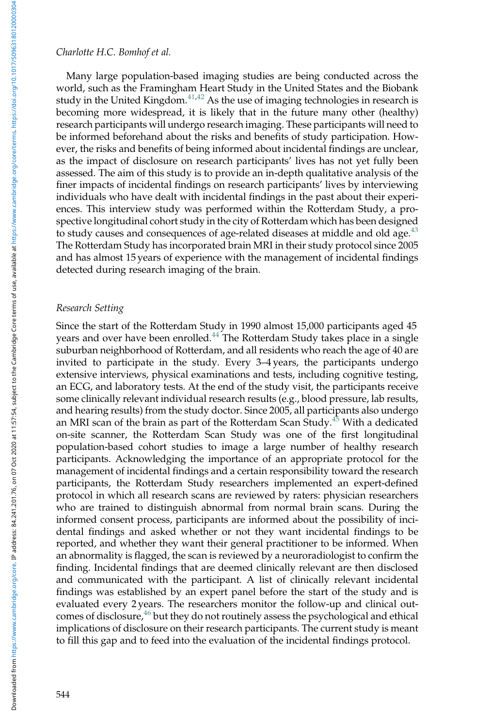Many large population-based imaging studies are being conducted across the world, such as the Framingham Heart Study in the United States and the Biobank study in the United Kingdom.[41,42] As the use of imaging technologies in research is becoming more widespread, it is likely that in the future many other (healthy) research participants will undergo research imaging. These participants will need to be informed beforehand about the risks and benefits of study participation. However, the risks and benefits of being informed about incidental findings are unclear, as the impact of disclosure on research participants' lives has not yet fully been assessed. The aim of this study is to provide an in-depth qualitative analysis of the finer impacts of incidental findings on research participants' lives by interviewing individuals who have dealt with incidental findings in the past about their experiences. This interview study was performed within the Rotterdam Study, a prospective longitudinal cohort study in the city of Rotterdam which has been designed to study causes and consequences of age-related diseases at middle and old age.[43] The Rotterdam Study has incorporated brain MRI in their study protocol since 2005 and has almost 15 years of experience with the management of incidental findings detected during research imaging of the brain.

### *Research Setting*

Since the start of the Rotterdam Study in 1990 almost 15,000 participants aged 45 years and over have been enrolled.[44] The Rotterdam Study takes place in a single suburban neighborhood of Rotterdam, and all residents who reach the age of 40 are invited to participate in the study. Every 3–4 years, the participants undergo extensive interviews, physical examinations and tests, including cognitive testing, an ECG, and laboratory tests. At the end of the study visit, the participants receive some clinically relevant individual research results (e.g., blood pressure, lab results, and hearing results) from the study doctor. Since 2005, all participants also undergo an MRI scan of the brain as part of the Rotterdam Scan Study.[45] With a dedicated on-site scanner, the Rotterdam Scan Study was one of the first longitudinal population-based cohort studies to image a large number of healthy research participants. Acknowledging the importance of an appropriate protocol for the management of incidental findings and a certain responsibility toward the research participants, the Rotterdam Study researchers implemented an expert-defined protocol in which all research scans are reviewed by raters: physician researchers who are trained to distinguish abnormal from normal brain scans. During the informed consent process, participants are informed about the possibility of incidental findings and asked whether or not they want incidental findings to be reported, and whether they want their general practitioner to be informed. When an abnormality is flagged, the scan is reviewed by a neuroradiologist to confirm the finding. Incidental findings that are deemed clinically relevant are then disclosed and communicated with the participant. A list of clinically relevant incidental findings was established by an expert panel before the start of the study and is evaluated every 2 years. The researchers monitor the follow-up and clinical outcomes of disclosure,[46] but they do not routinely assess the psychological and ethical implications of disclosure on their research participants. The current study is meant to fill this gap and to feed into the evaluation of the incidental findings protocol.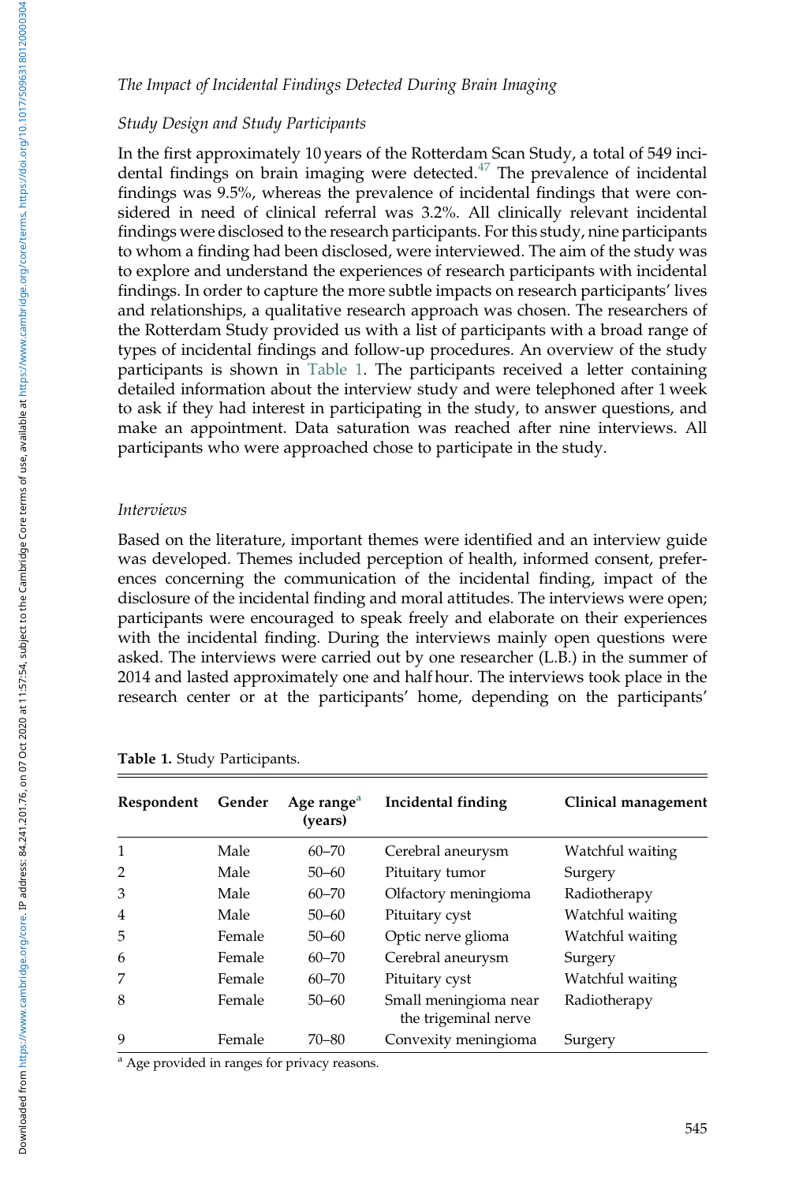## Study Design and Study Participants

In the first approximately 10 years of the Rotterdam Scan Study, a total of 549 incidental findings on brain imaging were detected.[47] The prevalence of incidental findings was 9.5%, whereas the prevalence of incidental findings that were considered in need of clinical referral was 3.2%. All clinically relevant incidental findings were disclosed to the research participants. For this study, nine participants to whom a finding had been disclosed, were interviewed. The aim of the study was to explore and understand the experiences of research participants with incidental findings. In order to capture the more subtle impacts on research participants' lives and relationships, a qualitative research approach was chosen. The researchers of the Rotterdam Study provided us with a list of participants with a broad range of types of incidental findings and follow-up procedures. An overview of the study participants is shown in Table 1. The participants received a letter containing detailed information about the interview study and were telephoned after 1 week to ask if they had interest in participating in the study, to answer questions, and make an appointment. Data saturation was reached after nine interviews. All participants who were approached chose to participate in the study.

## Interviews

Based on the literature, important themes were identified and an interview guide was developed. Themes included perception of health, informed consent, preferences concerning the communication of the incidental finding, impact of the disclosure of the incidental finding and moral attitudes. The interviews were open; participants were encouraged to speak freely and elaborate on their experiences with the incidental finding. During the interviews mainly open questions were asked. The interviews were carried out by one researcher (L.B.) in the summer of 2014 and lasted approximately one and half hour. The interviews took place in the research center or at the participants' home, depending on the participants'

**Table 1.** Study Participants.

| Respondent | Gender | Age range[a] (years) | Incidental finding | Clinical management |
|---|---|---|---|---|
| 1 | Male | 60–70 | Cerebral aneurysm | Watchful waiting |
| 2 | Male | 50–60 | Pituitary tumor | Surgery |
| 3 | Male | 60–70 | Olfactory meningioma | Radiotherapy |
| 4 | Male | 50–60 | Pituitary cyst | Watchful waiting |
| 5 | Female | 50–60 | Optic nerve glioma | Watchful waiting |
| 6 | Female | 60–70 | Cerebral aneurysm | Surgery |
| 7 | Female | 60–70 | Pituitary cyst | Watchful waiting |
| 8 | Female | 50–60 | Small meningioma near the trigeminal nerve | Radiotherapy |
| 9 | Female | 70–80 | Convexity meningioma | Surgery |

[a] Age provided in ranges for privacy reasons.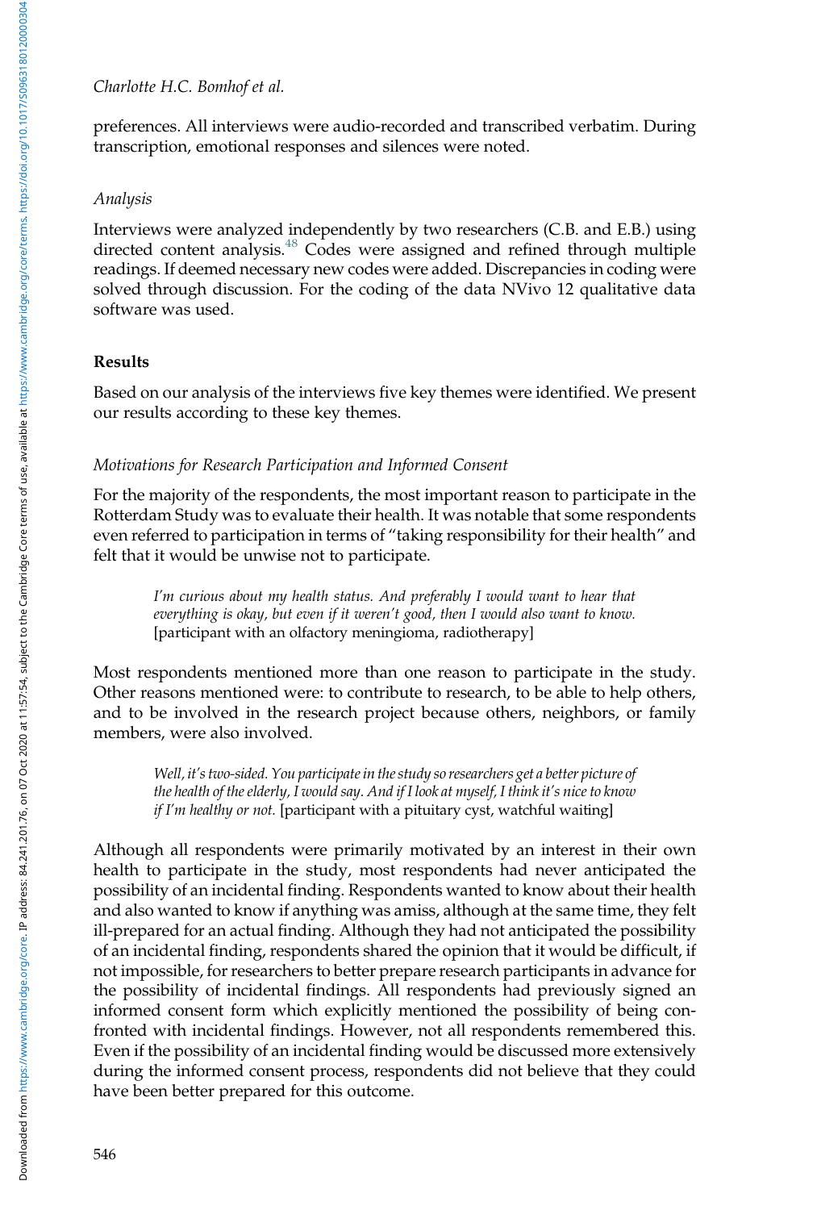preferences. All interviews were audio-recorded and transcribed verbatim. During transcription, emotional responses and silences were noted.

### *Analysis*

Interviews were analyzed independently by two researchers (C.B. and E.B.) using directed content analysis.[48] Codes were assigned and refined through multiple readings. If deemed necessary new codes were added. Discrepancies in coding were solved through discussion. For the coding of the data NVivo 12 qualitative data software was used.

## Results

Based on our analysis of the interviews five key themes were identified. We present our results according to these key themes.

### *Motivations for Research Participation and Informed Consent*

For the majority of the respondents, the most important reason to participate in the Rotterdam Study was to evaluate their health. It was notable that some respondents even referred to participation in terms of "taking responsibility for their health" and felt that it would be unwise not to participate.

> *I'm curious about my health status. And preferably I would want to hear that everything is okay, but even if it weren't good, then I would also want to know.* [participant with an olfactory meningioma, radiotherapy]

Most respondents mentioned more than one reason to participate in the study. Other reasons mentioned were: to contribute to research, to be able to help others, and to be involved in the research project because others, neighbors, or family members, were also involved.

> *Well, it's two-sided. You participate in the study so researchers get a better picture of the health of the elderly, I would say. And if I look at myself, I think it's nice to know if I'm healthy or not.* [participant with a pituitary cyst, watchful waiting]

Although all respondents were primarily motivated by an interest in their own health to participate in the study, most respondents had never anticipated the possibility of an incidental finding. Respondents wanted to know about their health and also wanted to know if anything was amiss, although at the same time, they felt ill-prepared for an actual finding. Although they had not anticipated the possibility of an incidental finding, respondents shared the opinion that it would be difficult, if not impossible, for researchers to better prepare research participants in advance for the possibility of incidental findings. All respondents had previously signed an informed consent form which explicitly mentioned the possibility of being confronted with incidental findings. However, not all respondents remembered this. Even if the possibility of an incidental finding would be discussed more extensively during the informed consent process, respondents did not believe that they could have been better prepared for this outcome.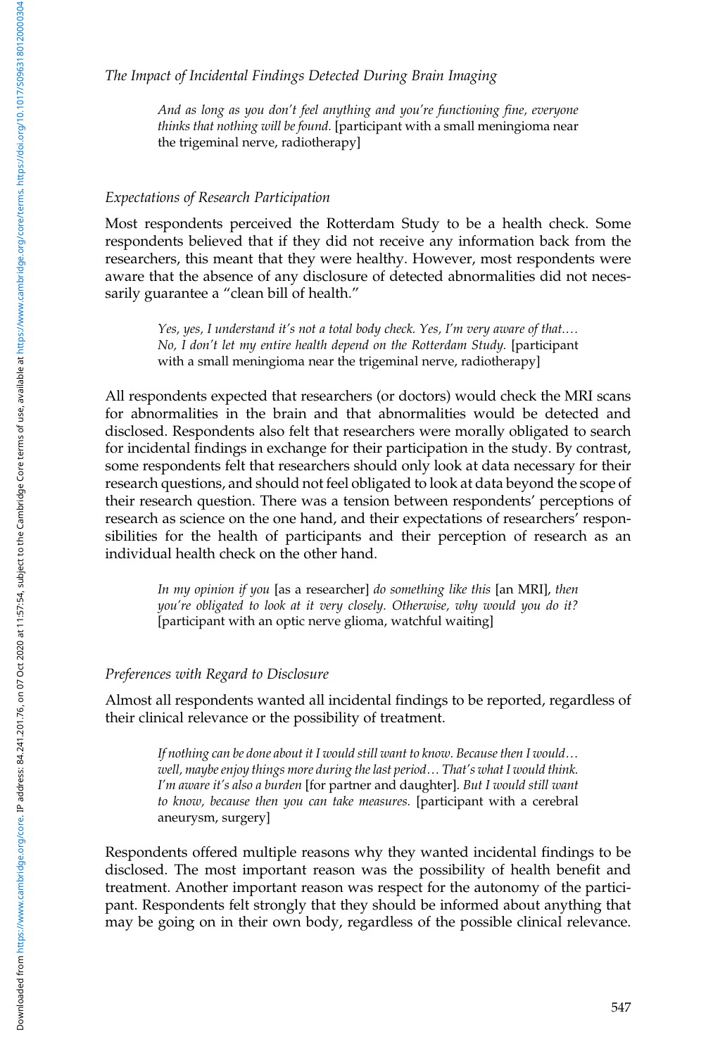> *And as long as you don't feel anything and you're functioning fine, everyone thinks that nothing will be found.* [participant with a small meningioma near the trigeminal nerve, radiotherapy]

*Expectations of Research Participation*

Most respondents perceived the Rotterdam Study to be a health check. Some respondents believed that if they did not receive any information back from the researchers, this meant that they were healthy. However, most respondents were aware that the absence of any disclosure of detected abnormalities did not necessarily guarantee a "clean bill of health."

> *Yes, yes, I understand it's not a total body check. Yes, I'm very aware of that.… No, I don't let my entire health depend on the Rotterdam Study.* [participant with a small meningioma near the trigeminal nerve, radiotherapy]

All respondents expected that researchers (or doctors) would check the MRI scans for abnormalities in the brain and that abnormalities would be detected and disclosed. Respondents also felt that researchers were morally obligated to search for incidental findings in exchange for their participation in the study. By contrast, some respondents felt that researchers should only look at data necessary for their research questions, and should not feel obligated to look at data beyond the scope of their research question. There was a tension between respondents' perceptions of research as science on the one hand, and their expectations of researchers' responsibilities for the health of participants and their perception of research as an individual health check on the other hand.

> *In my opinion if you* [as a researcher] *do something like this* [an MRI], *then you're obligated to look at it very closely. Otherwise, why would you do it?* [participant with an optic nerve glioma, watchful waiting]

*Preferences with Regard to Disclosure*

Almost all respondents wanted all incidental findings to be reported, regardless of their clinical relevance or the possibility of treatment.

> *If nothing can be done about it I would still want to know. Because then I would… well, maybe enjoy things more during the last period… That's what I would think. I'm aware it's also a burden* [for partner and daughter]. *But I would still want to know, because then you can take measures.* [participant with a cerebral aneurysm, surgery]

Respondents offered multiple reasons why they wanted incidental findings to be disclosed. The most important reason was the possibility of health benefit and treatment. Another important reason was respect for the autonomy of the participant. Respondents felt strongly that they should be informed about anything that may be going on in their own body, regardless of the possible clinical relevance.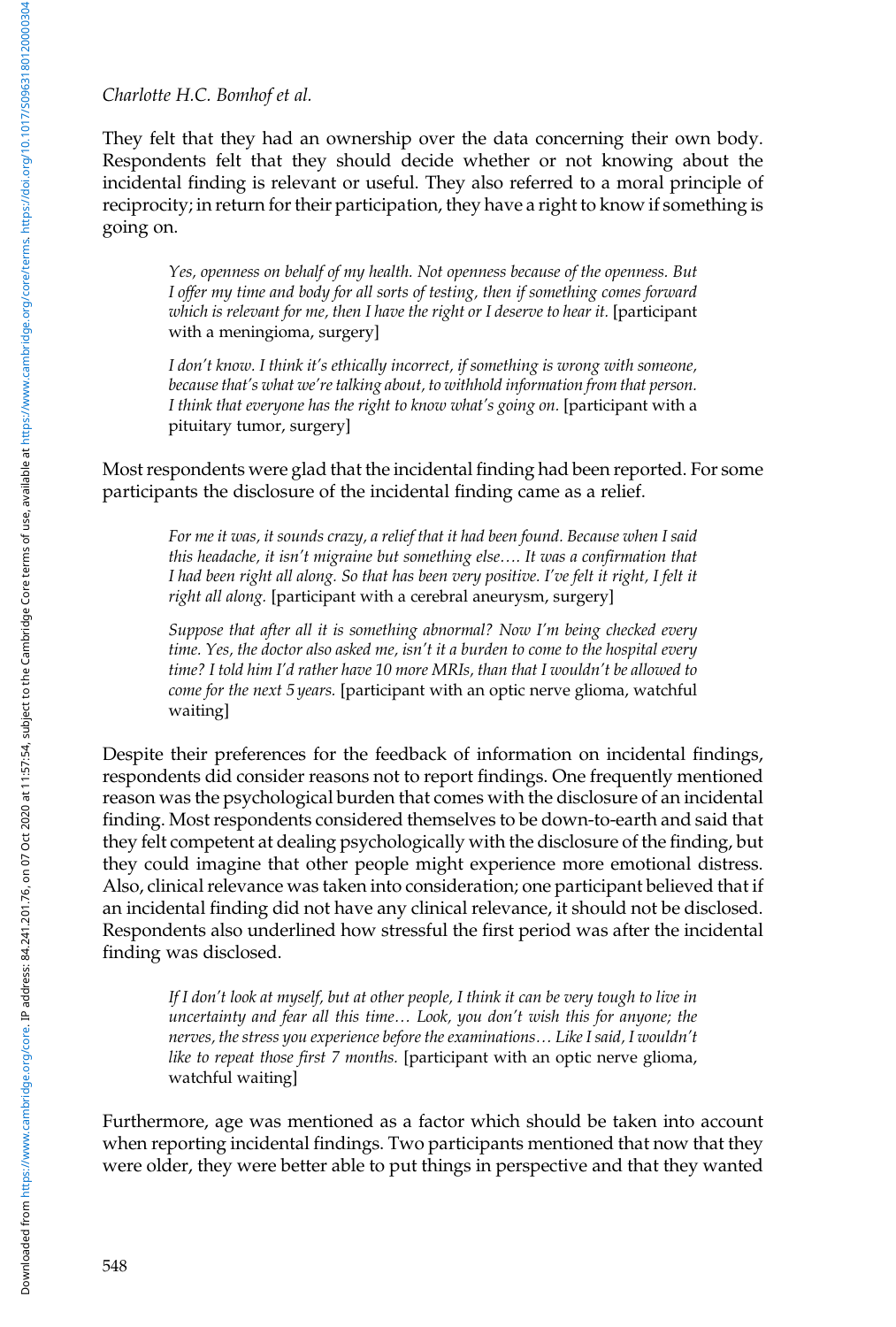They felt that they had an ownership over the data concerning their own body. Respondents felt that they should decide whether or not knowing about the incidental finding is relevant or useful. They also referred to a moral principle of reciprocity; in return for their participation, they have a right to know if something is going on.

> *Yes, openness on behalf of my health. Not openness because of the openness. But I offer my time and body for all sorts of testing, then if something comes forward which is relevant for me, then I have the right or I deserve to hear it.* [participant with a meningioma, surgery]

> *I don't know. I think it's ethically incorrect, if something is wrong with someone, because that's what we're talking about, to withhold information from that person. I think that everyone has the right to know what's going on.* [participant with a pituitary tumor, surgery]

Most respondents were glad that the incidental finding had been reported. For some participants the disclosure of the incidental finding came as a relief.

> *For me it was, it sounds crazy, a relief that it had been found. Because when I said this headache, it isn't migraine but something else…. It was a confirmation that I had been right all along. So that has been very positive. I've felt it right, I felt it right all along.* [participant with a cerebral aneurysm, surgery]

> *Suppose that after all it is something abnormal? Now I'm being checked every time. Yes, the doctor also asked me, isn't it a burden to come to the hospital every time? I told him I'd rather have 10 more MRIs, than that I wouldn't be allowed to come for the next 5 years.* [participant with an optic nerve glioma, watchful waiting]

Despite their preferences for the feedback of information on incidental findings, respondents did consider reasons not to report findings. One frequently mentioned reason was the psychological burden that comes with the disclosure of an incidental finding. Most respondents considered themselves to be down-to-earth and said that they felt competent at dealing psychologically with the disclosure of the finding, but they could imagine that other people might experience more emotional distress. Also, clinical relevance was taken into consideration; one participant believed that if an incidental finding did not have any clinical relevance, it should not be disclosed. Respondents also underlined how stressful the first period was after the incidental finding was disclosed.

> *If I don't look at myself, but at other people, I think it can be very tough to live in uncertainty and fear all this time… Look, you don't wish this for anyone; the nerves, the stress you experience before the examinations… Like I said, I wouldn't like to repeat those first 7 months.* [participant with an optic nerve glioma, watchful waiting]

Furthermore, age was mentioned as a factor which should be taken into account when reporting incidental findings. Two participants mentioned that now that they were older, they were better able to put things in perspective and that they wanted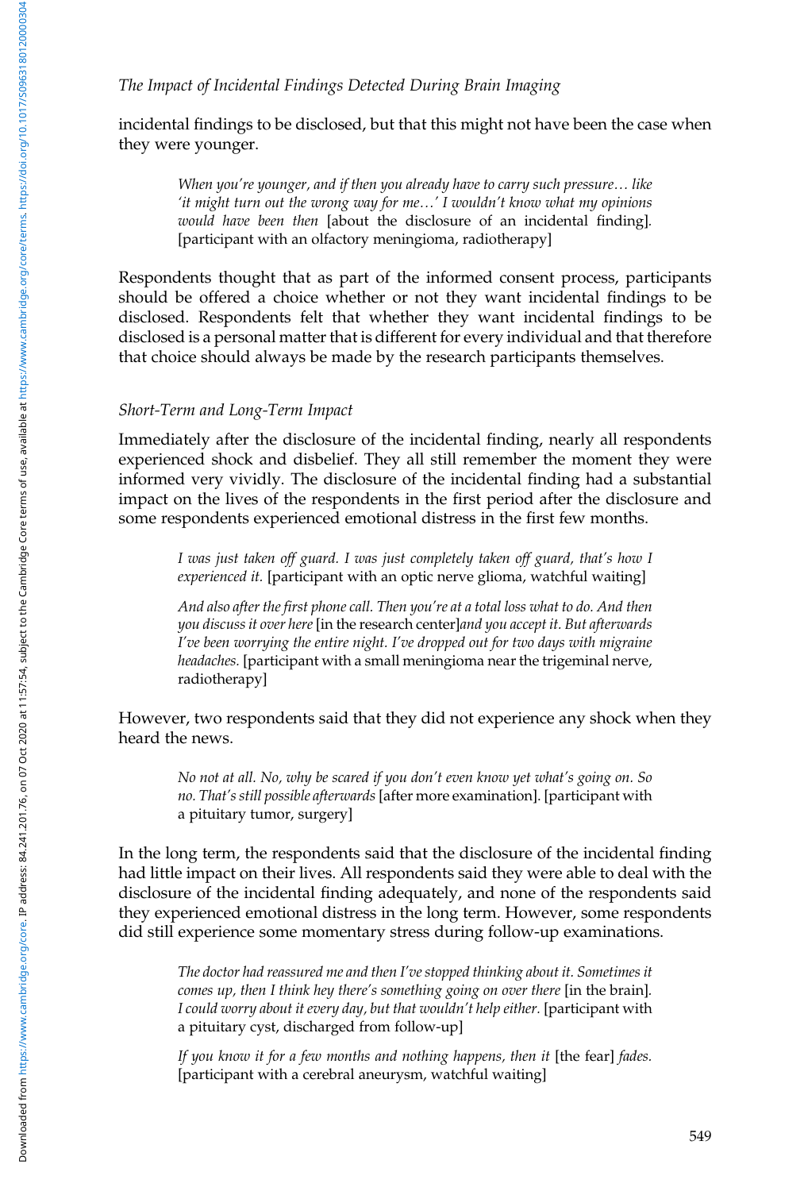incidental findings to be disclosed, but that this might not have been the case when they were younger.

> *When you're younger, and if then you already have to carry such pressure… like 'it might turn out the wrong way for me…' I wouldn't know what my opinions would have been then* [about the disclosure of an incidental finding]. [participant with an olfactory meningioma, radiotherapy]

Respondents thought that as part of the informed consent process, participants should be offered a choice whether or not they want incidental findings to be disclosed. Respondents felt that whether they want incidental findings to be disclosed is a personal matter that is different for every individual and that therefore that choice should always be made by the research participants themselves.

### *Short-Term and Long-Term Impact*

Immediately after the disclosure of the incidental finding, nearly all respondents experienced shock and disbelief. They all still remember the moment they were informed very vividly. The disclosure of the incidental finding had a substantial impact on the lives of the respondents in the first period after the disclosure and some respondents experienced emotional distress in the first few months.

> *I was just taken off guard. I was just completely taken off guard, that's how I experienced it.* [participant with an optic nerve glioma, watchful waiting]

> *And also after the first phone call. Then you're at a total loss what to do. And then you discuss it over here* [in the research center]*and you accept it. But afterwards I've been worrying the entire night. I've dropped out for two days with migraine headaches.* [participant with a small meningioma near the trigeminal nerve, radiotherapy]

However, two respondents said that they did not experience any shock when they heard the news.

> *No not at all. No, why be scared if you don't even know yet what's going on. So no. That's still possible afterwards* [after more examination]. [participant with a pituitary tumor, surgery]

In the long term, the respondents said that the disclosure of the incidental finding had little impact on their lives. All respondents said they were able to deal with the disclosure of the incidental finding adequately, and none of the respondents said they experienced emotional distress in the long term. However, some respondents did still experience some momentary stress during follow-up examinations.

> *The doctor had reassured me and then I've stopped thinking about it. Sometimes it comes up, then I think hey there's something going on over there* [in the brain]. *I could worry about it every day, but that wouldn't help either.* [participant with a pituitary cyst, discharged from follow-up]

> *If you know it for a few months and nothing happens, then it* [the fear] *fades.* [participant with a cerebral aneurysm, watchful waiting]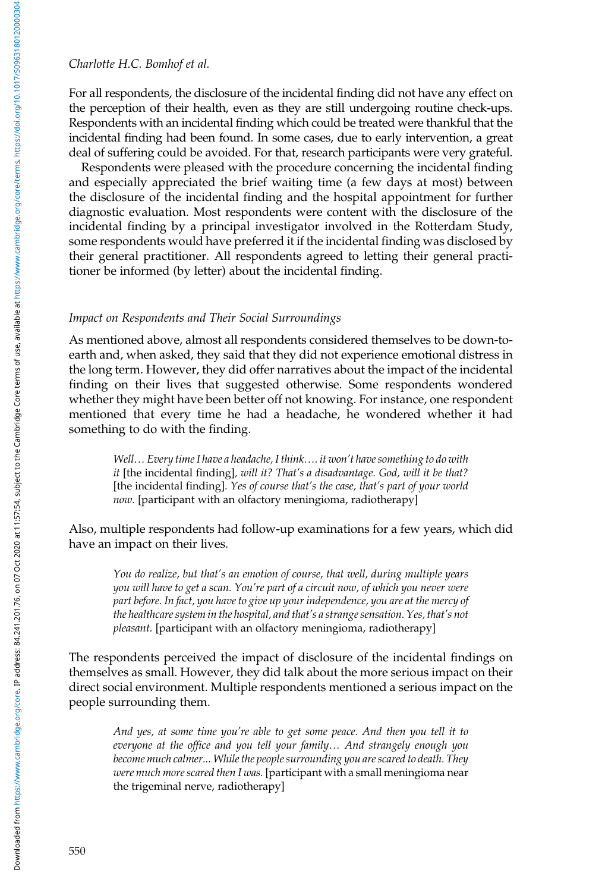For all respondents, the disclosure of the incidental finding did not have any effect on the perception of their health, even as they are still undergoing routine check-ups. Respondents with an incidental finding which could be treated were thankful that the incidental finding had been found. In some cases, due to early intervention, a great deal of suffering could be avoided. For that, research participants were very grateful.

Respondents were pleased with the procedure concerning the incidental finding and especially appreciated the brief waiting time (a few days at most) between the disclosure of the incidental finding and the hospital appointment for further diagnostic evaluation. Most respondents were content with the disclosure of the incidental finding by a principal investigator involved in the Rotterdam Study, some respondents would have preferred it if the incidental finding was disclosed by their general practitioner. All respondents agreed to letting their general practitioner be informed (by letter) about the incidental finding.

### *Impact on Respondents and Their Social Surroundings*

As mentioned above, almost all respondents considered themselves to be down-to-earth and, when asked, they said that they did not experience emotional distress in the long term. However, they did offer narratives about the impact of the incidental finding on their lives that suggested otherwise. Some respondents wondered whether they might have been better off not knowing. For instance, one respondent mentioned that every time he had a headache, he wondered whether it had something to do with the finding.

> *Well… Every time I have a headache, I think…. it won't have something to do with it* [the incidental finding], *will it? That's a disadvantage. God, will it be that?* [the incidental finding]. *Yes of course that's the case, that's part of your world now.* [participant with an olfactory meningioma, radiotherapy]

Also, multiple respondents had follow-up examinations for a few years, which did have an impact on their lives.

> *You do realize, but that's an emotion of course, that well, during multiple years you will have to get a scan. You're part of a circuit now, of which you never were part before. In fact, you have to give up your independence, you are at the mercy of the healthcare system in the hospital, and that's a strange sensation. Yes, that's not pleasant.* [participant with an olfactory meningioma, radiotherapy]

The respondents perceived the impact of disclosure of the incidental findings on themselves as small. However, they did talk about the more serious impact on their direct social environment. Multiple respondents mentioned a serious impact on the people surrounding them.

> *And yes, at some time you're able to get some peace. And then you tell it to everyone at the office and you tell your family… And strangely enough you become much calmer... While the people surrounding you are scared to death. They were much more scared then I was.* [participant with a small meningioma near the trigeminal nerve, radiotherapy]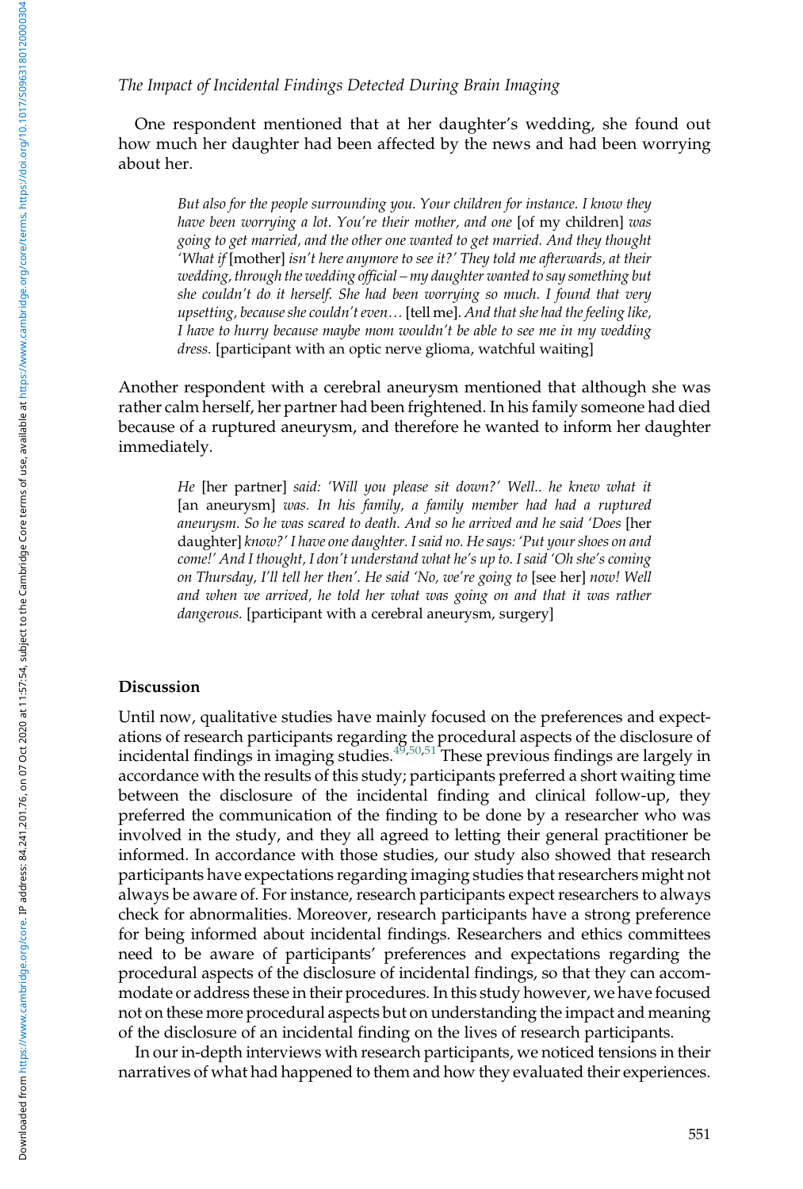One respondent mentioned that at her daughter's wedding, she found out how much her daughter had been affected by the news and had been worrying about her.

> *But also for the people surrounding you. Your children for instance. I know they have been worrying a lot. You're their mother, and one* [of my children] *was going to get married, and the other one wanted to get married. And they thought 'What if* [mother] *isn't here anymore to see it?' They told me afterwards, at their wedding, through the wedding official – my daughter wanted to say something but she couldn't do it herself. She had been worrying so much. I found that very upsetting, because she couldn't even…* [tell me]. *And that she had the feeling like, I have to hurry because maybe mom wouldn't be able to see me in my wedding dress.* [participant with an optic nerve glioma, watchful waiting]

Another respondent with a cerebral aneurysm mentioned that although she was rather calm herself, her partner had been frightened. In his family someone had died because of a ruptured aneurysm, and therefore he wanted to inform her daughter immediately.

> *He* [her partner] *said: 'Will you please sit down?' Well.. he knew what it* [an aneurysm] *was. In his family, a family member had had a ruptured aneurysm. So he was scared to death. And so he arrived and he said 'Does* [her daughter] *know?' I have one daughter. I said no. He says: 'Put your shoes on and come!' And I thought, I don't understand what he's up to. I said 'Oh she's coming on Thursday, I'll tell her then'. He said 'No, we're going to* [see her] *now! Well and when we arrived, he told her what was going on and that it was rather dangerous.* [participant with a cerebral aneurysm, surgery]

## Discussion

Until now, qualitative studies have mainly focused on the preferences and expectations of research participants regarding the procedural aspects of the disclosure of incidental findings in imaging studies.[49,50,51] These previous findings are largely in accordance with the results of this study; participants preferred a short waiting time between the disclosure of the incidental finding and clinical follow-up, they preferred the communication of the finding to be done by a researcher who was involved in the study, and they all agreed to letting their general practitioner be informed. In accordance with those studies, our study also showed that research participants have expectations regarding imaging studies that researchers might not always be aware of. For instance, research participants expect researchers to always check for abnormalities. Moreover, research participants have a strong preference for being informed about incidental findings. Researchers and ethics committees need to be aware of participants' preferences and expectations regarding the procedural aspects of the disclosure of incidental findings, so that they can accommodate or address these in their procedures. In this study however, we have focused not on these more procedural aspects but on understanding the impact and meaning of the disclosure of an incidental finding on the lives of research participants.

In our in-depth interviews with research participants, we noticed tensions in their narratives of what had happened to them and how they evaluated their experiences.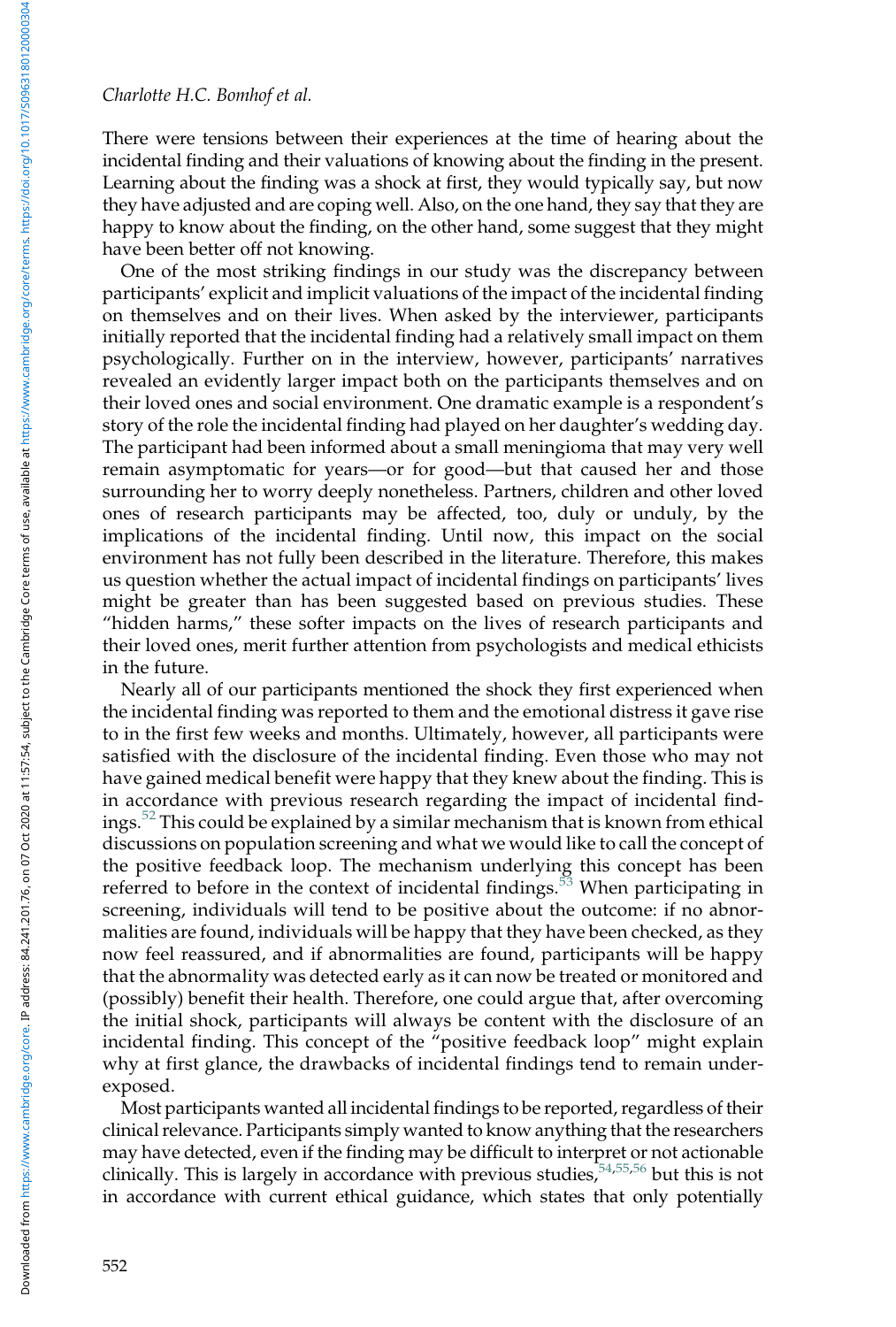There were tensions between their experiences at the time of hearing about the incidental finding and their valuations of knowing about the finding in the present. Learning about the finding was a shock at first, they would typically say, but now they have adjusted and are coping well. Also, on the one hand, they say that they are happy to know about the finding, on the other hand, some suggest that they might have been better off not knowing.

One of the most striking findings in our study was the discrepancy between participants' explicit and implicit valuations of the impact of the incidental finding on themselves and on their lives. When asked by the interviewer, participants initially reported that the incidental finding had a relatively small impact on them psychologically. Further on in the interview, however, participants' narratives revealed an evidently larger impact both on the participants themselves and on their loved ones and social environment. One dramatic example is a respondent's story of the role the incidental finding had played on her daughter's wedding day. The participant had been informed about a small meningioma that may very well remain asymptomatic for years—or for good—but that caused her and those surrounding her to worry deeply nonetheless. Partners, children and other loved ones of research participants may be affected, too, duly or unduly, by the implications of the incidental finding. Until now, this impact on the social environment has not fully been described in the literature. Therefore, this makes us question whether the actual impact of incidental findings on participants' lives might be greater than has been suggested based on previous studies. These "hidden harms," these softer impacts on the lives of research participants and their loved ones, merit further attention from psychologists and medical ethicists in the future.

Nearly all of our participants mentioned the shock they first experienced when the incidental finding was reported to them and the emotional distress it gave rise to in the first few weeks and months. Ultimately, however, all participants were satisfied with the disclosure of the incidental finding. Even those who may not have gained medical benefit were happy that they knew about the finding. This is in accordance with previous research regarding the impact of incidental findings.[52] This could be explained by a similar mechanism that is known from ethical discussions on population screening and what we would like to call the concept of the positive feedback loop. The mechanism underlying this concept has been referred to before in the context of incidental findings.[53] When participating in screening, individuals will tend to be positive about the outcome: if no abnormalities are found, individuals will be happy that they have been checked, as they now feel reassured, and if abnormalities are found, participants will be happy that the abnormality was detected early as it can now be treated or monitored and (possibly) benefit their health. Therefore, one could argue that, after overcoming the initial shock, participants will always be content with the disclosure of an incidental finding. This concept of the "positive feedback loop" might explain why at first glance, the drawbacks of incidental findings tend to remain underexposed.

Most participants wanted all incidental findings to be reported, regardless of their clinical relevance. Participants simply wanted to know anything that the researchers may have detected, even if the finding may be difficult to interpret or not actionable clinically. This is largely in accordance with previous studies,[54,55,56] but this is not in accordance with current ethical guidance, which states that only potentially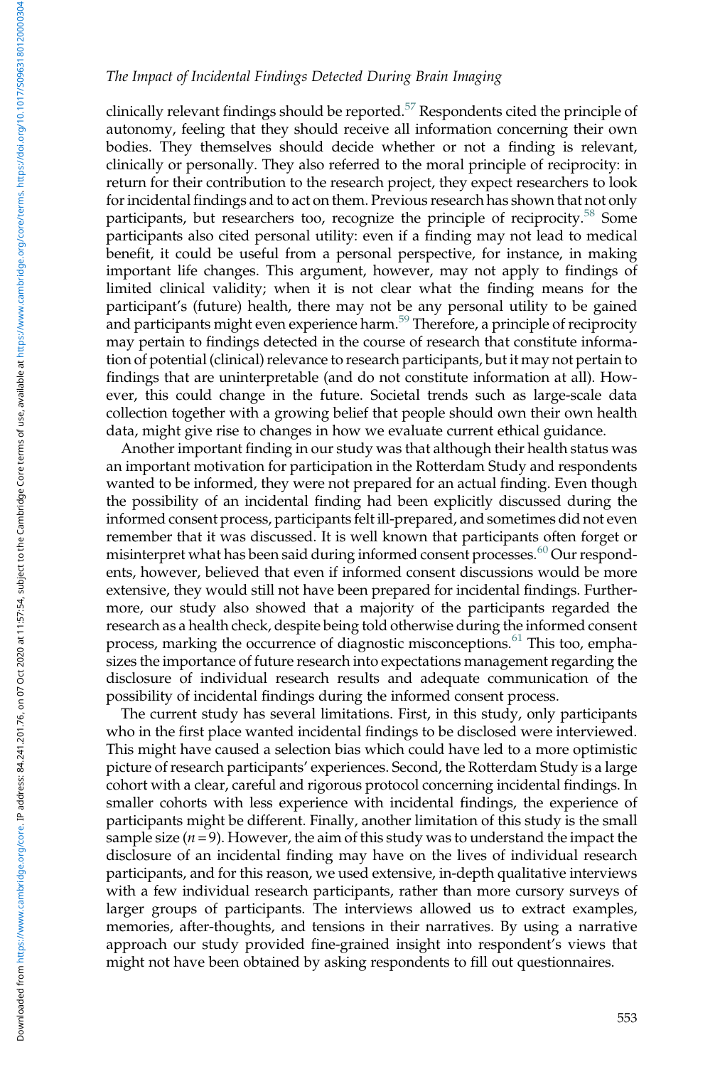clinically relevant findings should be reported.[57] Respondents cited the principle of autonomy, feeling that they should receive all information concerning their own bodies. They themselves should decide whether or not a finding is relevant, clinically or personally. They also referred to the moral principle of reciprocity: in return for their contribution to the research project, they expect researchers to look for incidental findings and to act on them. Previous research has shown that not only participants, but researchers too, recognize the principle of reciprocity.[58] Some participants also cited personal utility: even if a finding may not lead to medical benefit, it could be useful from a personal perspective, for instance, in making important life changes. This argument, however, may not apply to findings of limited clinical validity; when it is not clear what the finding means for the participant's (future) health, there may not be any personal utility to be gained and participants might even experience harm.[59] Therefore, a principle of reciprocity may pertain to findings detected in the course of research that constitute information of potential (clinical) relevance to research participants, but it may not pertain to findings that are uninterpretable (and do not constitute information at all). However, this could change in the future. Societal trends such as large-scale data collection together with a growing belief that people should own their own health data, might give rise to changes in how we evaluate current ethical guidance.

Another important finding in our study was that although their health status was an important motivation for participation in the Rotterdam Study and respondents wanted to be informed, they were not prepared for an actual finding. Even though the possibility of an incidental finding had been explicitly discussed during the informed consent process, participants felt ill-prepared, and sometimes did not even remember that it was discussed. It is well known that participants often forget or misinterpret what has been said during informed consent processes.[60] Our respondents, however, believed that even if informed consent discussions would be more extensive, they would still not have been prepared for incidental findings. Furthermore, our study also showed that a majority of the participants regarded the research as a health check, despite being told otherwise during the informed consent process, marking the occurrence of diagnostic misconceptions.[61] This too, emphasizes the importance of future research into expectations management regarding the disclosure of individual research results and adequate communication of the possibility of incidental findings during the informed consent process.

The current study has several limitations. First, in this study, only participants who in the first place wanted incidental findings to be disclosed were interviewed. This might have caused a selection bias which could have led to a more optimistic picture of research participants' experiences. Second, the Rotterdam Study is a large cohort with a clear, careful and rigorous protocol concerning incidental findings. In smaller cohorts with less experience with incidental findings, the experience of participants might be different. Finally, another limitation of this study is the small sample size ($n = 9$). However, the aim of this study was to understand the impact the disclosure of an incidental finding may have on the lives of individual research participants, and for this reason, we used extensive, in-depth qualitative interviews with a few individual research participants, rather than more cursory surveys of larger groups of participants. The interviews allowed us to extract examples, memories, after-thoughts, and tensions in their narratives. By using a narrative approach our study provided fine-grained insight into respondent's views that might not have been obtained by asking respondents to fill out questionnaires.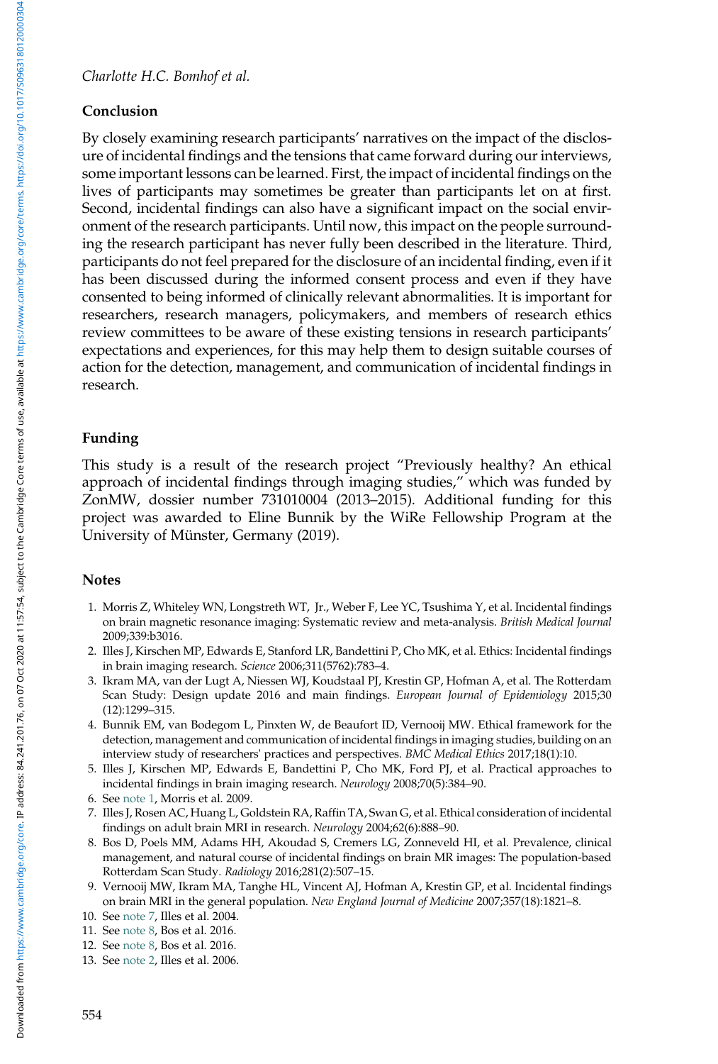## Conclusion

By closely examining research participants' narratives on the impact of the disclosure of incidental findings and the tensions that came forward during our interviews, some important lessons can be learned. First, the impact of incidental findings on the lives of participants may sometimes be greater than participants let on at first. Second, incidental findings can also have a significant impact on the social environment of the research participants. Until now, this impact on the people surrounding the research participant has never fully been described in the literature. Third, participants do not feel prepared for the disclosure of an incidental finding, even if it has been discussed during the informed consent process and even if they have consented to being informed of clinically relevant abnormalities. It is important for researchers, research managers, policymakers, and members of research ethics review committees to be aware of these existing tensions in research participants' expectations and experiences, for this may help them to design suitable courses of action for the detection, management, and communication of incidental findings in research.

## Funding

This study is a result of the research project "Previously healthy? An ethical approach of incidental findings through imaging studies," which was funded by ZonMW, dossier number 731010004 (2013–2015). Additional funding for this project was awarded to Eline Bunnik by the WiRe Fellowship Program at the University of Münster, Germany (2019).

## Notes

1. Morris Z, Whiteley WN, Longstreth WT, Jr., Weber F, Lee YC, Tsushima Y, et al. Incidental findings on brain magnetic resonance imaging: Systematic review and meta-analysis. *British Medical Journal* 2009;339:b3016.
2. Illes J, Kirschen MP, Edwards E, Stanford LR, Bandettini P, Cho MK, et al. Ethics: Incidental findings in brain imaging research. *Science* 2006;311(5762):783–4.
3. Ikram MA, van der Lugt A, Niessen WJ, Koudstaal PJ, Krestin GP, Hofman A, et al. The Rotterdam Scan Study: Design update 2016 and main findings. *European Journal of Epidemiology* 2015;30 (12):1299–315.
4. Bunnik EM, van Bodegom L, Pinxten W, de Beaufort ID, Vernooij MW. Ethical framework for the detection, management and communication of incidental findings in imaging studies, building on an interview study of researchers' practices and perspectives. *BMC Medical Ethics* 2017;18(1):10.
5. Illes J, Kirschen MP, Edwards E, Bandettini P, Cho MK, Ford PJ, et al. Practical approaches to incidental findings in brain imaging research. *Neurology* 2008;70(5):384–90.
6. See note 1, Morris et al. 2009.
7. Illes J, Rosen AC, Huang L, Goldstein RA, Raffin TA, Swan G, et al. Ethical consideration of incidental findings on adult brain MRI in research. *Neurology* 2004;62(6):888–90.
8. Bos D, Poels MM, Adams HH, Akoudad S, Cremers LG, Zonneveld HI, et al. Prevalence, clinical management, and natural course of incidental findings on brain MR images: The population-based Rotterdam Scan Study. *Radiology* 2016;281(2):507–15.
9. Vernooij MW, Ikram MA, Tanghe HL, Vincent AJ, Hofman A, Krestin GP, et al. Incidental findings on brain MRI in the general population. *New England Journal of Medicine* 2007;357(18):1821–8.
10. See note 7, Illes et al. 2004.
11. See note 8, Bos et al. 2016.
12. See note 8, Bos et al. 2016.
13. See note 2, Illes et al. 2006.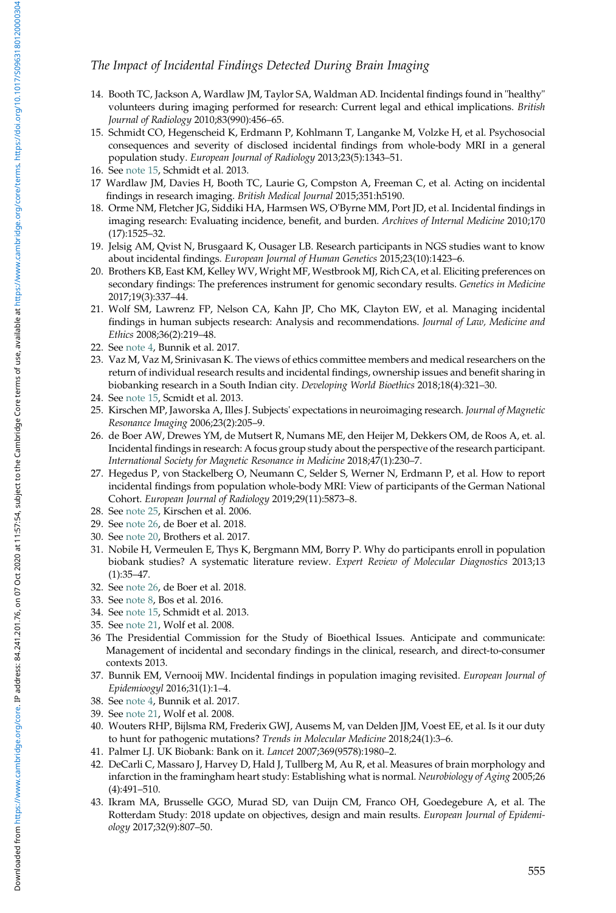14. Booth TC, Jackson A, Wardlaw JM, Taylor SA, Waldman AD. Incidental findings found in "healthy" volunteers during imaging performed for research: Current legal and ethical implications. *British Journal of Radiology* 2010;83(990):456–65.
15. Schmidt CO, Hegenscheid K, Erdmann P, Kohlmann T, Langanke M, Volzke H, et al. Psychosocial consequences and severity of disclosed incidental findings from whole-body MRI in a general population study. *European Journal of Radiology* 2013;23(5):1343–51.
16. See note 15, Schmidt et al. 2013.
17 Wardlaw JM, Davies H, Booth TC, Laurie G, Compston A, Freeman C, et al. Acting on incidental findings in research imaging. *British Medical Journal* 2015;351:h5190.
18. Orme NM, Fletcher JG, Siddiki HA, Harmsen WS, O'Byrne MM, Port JD, et al. Incidental findings in imaging research: Evaluating incidence, benefit, and burden. *Archives of Internal Medicine* 2010;170 (17):1525–32.
19. Jelsig AM, Qvist N, Brusgaard K, Ousager LB. Research participants in NGS studies want to know about incidental findings. *European Journal of Human Genetics* 2015;23(10):1423–6.
20. Brothers KB, East KM, Kelley WV, Wright MF, Westbrook MJ, Rich CA, et al. Eliciting preferences on secondary findings: The preferences instrument for genomic secondary results. *Genetics in Medicine* 2017;19(3):337–44.
21. Wolf SM, Lawrenz FP, Nelson CA, Kahn JP, Cho MK, Clayton EW, et al. Managing incidental findings in human subjects research: Analysis and recommendations. *Journal of Law, Medicine and Ethics* 2008;36(2):219–48.
22. See note 4, Bunnik et al. 2017.
23. Vaz M, Vaz M, Srinivasan K. The views of ethics committee members and medical researchers on the return of individual research results and incidental findings, ownership issues and benefit sharing in biobanking research in a South Indian city. *Developing World Bioethics* 2018;18(4):321–30.
24. See note 15, Scmidt et al. 2013.
25. Kirschen MP, Jaworska A, Illes J. Subjects' expectations in neuroimaging research. *Journal of Magnetic Resonance Imaging* 2006;23(2):205–9.
26. de Boer AW, Drewes YM, de Mutsert R, Numans ME, den Heijer M, Dekkers OM, de Roos A, et. al. Incidental findings in research: A focus group study about the perspective of the research participant. *International Society for Magnetic Resonance in Medicine* 2018;47(1):230–7.
27. Hegedus P, von Stackelberg O, Neumann C, Selder S, Werner N, Erdmann P, et al. How to report incidental findings from population whole-body MRI: View of participants of the German National Cohort. *European Journal of Radiology* 2019;29(11):5873–8.
28. See note 25, Kirschen et al. 2006.
29. See note 26, de Boer et al. 2018.
30. See note 20, Brothers et al. 2017.
31. Nobile H, Vermeulen E, Thys K, Bergmann MM, Borry P. Why do participants enroll in population biobank studies? A systematic literature review. *Expert Review of Molecular Diagnostics* 2013;13 (1):35–47.
32. See note 26, de Boer et al. 2018.
33. See note 8, Bos et al. 2016.
34. See note 15, Schmidt et al. 2013.
35. See note 21, Wolf et al. 2008.
36 The Presidential Commission for the Study of Bioethical Issues. Anticipate and communicate: Management of incidental and secondary findings in the clinical, research, and direct-to-consumer contexts 2013.
37. Bunnik EM, Vernooij MW. Incidental findings in population imaging revisited. *European Journal of Epidemioogyl* 2016;31(1):1–4.
38. See note 4, Bunnik et al. 2017.
39. See note 21, Wolf et al. 2008.
40. Wouters RHP, Bijlsma RM, Frederix GWJ, Ausems M, van Delden JJM, Voest EE, et al. Is it our duty to hunt for pathogenic mutations? *Trends in Molecular Medicine* 2018;24(1):3–6.
41. Palmer LJ. UK Biobank: Bank on it. *Lancet* 2007;369(9578):1980–2.
42. DeCarli C, Massaro J, Harvey D, Hald J, Tullberg M, Au R, et al. Measures of brain morphology and infarction in the framingham heart study: Establishing what is normal. *Neurobiology of Aging* 2005;26 (4):491–510.
43. Ikram MA, Brusselle GGO, Murad SD, van Duijn CM, Franco OH, Goedegebure A, et al. The Rotterdam Study: 2018 update on objectives, design and main results. *European Journal of Epidemiology* 2017;32(9):807–50.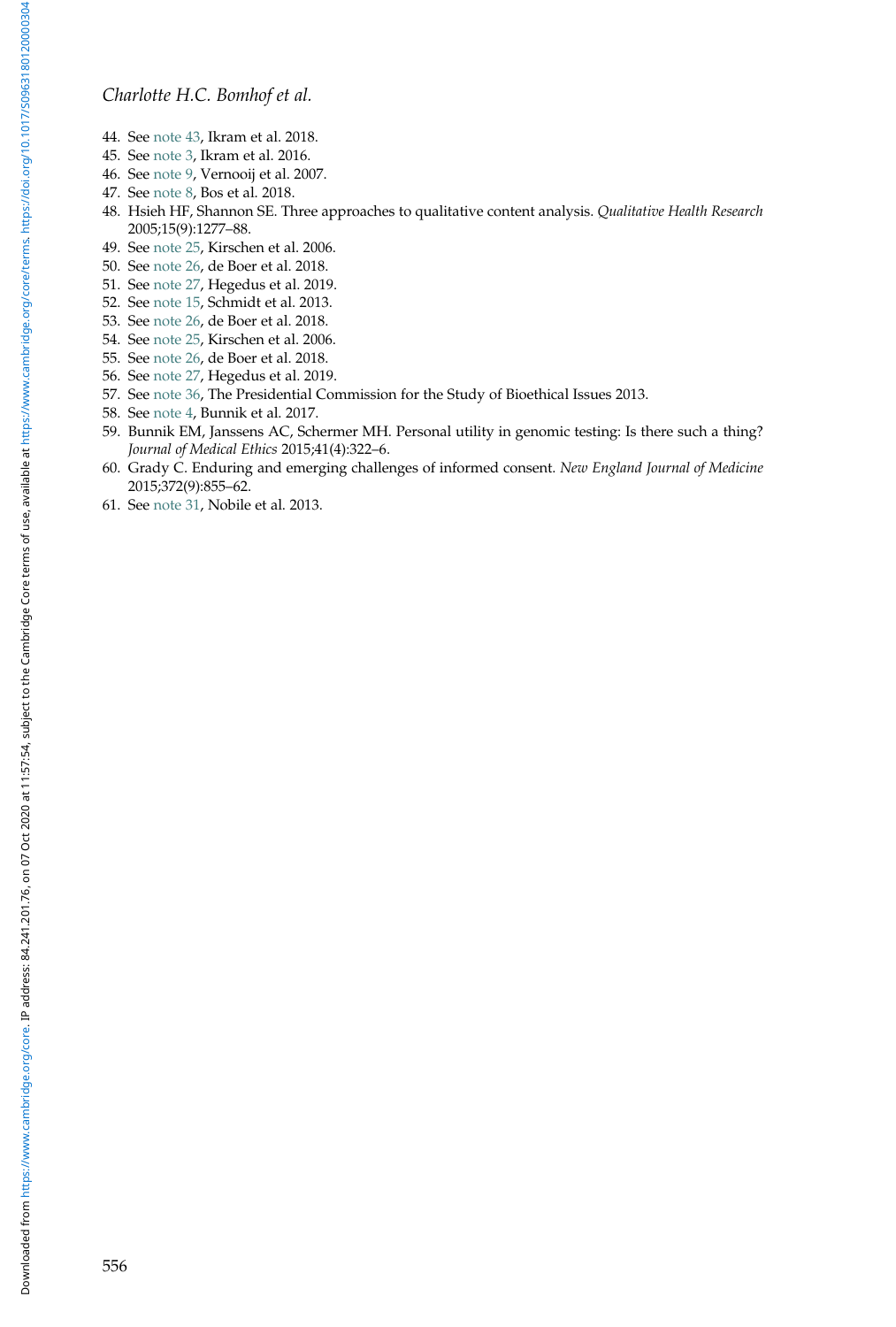44. See note 43, Ikram et al. 2018.
45. See note 3, Ikram et al. 2016.
46. See note 9, Vernooij et al. 2007.
47. See note 8, Bos et al. 2018.
48. Hsieh HF, Shannon SE. Three approaches to qualitative content analysis. *Qualitative Health Research* 2005;15(9):1277–88.
49. See note 25, Kirschen et al. 2006.
50. See note 26, de Boer et al. 2018.
51. See note 27, Hegedus et al. 2019.
52. See note 15, Schmidt et al. 2013.
53. See note 26, de Boer et al. 2018.
54. See note 25, Kirschen et al. 2006.
55. See note 26, de Boer et al. 2018.
56. See note 27, Hegedus et al. 2019.
57. See note 36, The Presidential Commission for the Study of Bioethical Issues 2013.
58. See note 4, Bunnik et al. 2017.
59. Bunnik EM, Janssens AC, Schermer MH. Personal utility in genomic testing: Is there such a thing? *Journal of Medical Ethics* 2015;41(4):322–6.
60. Grady C. Enduring and emerging challenges of informed consent. *New England Journal of Medicine* 2015;372(9):855–62.
61. See note 31, Nobile et al. 2013.